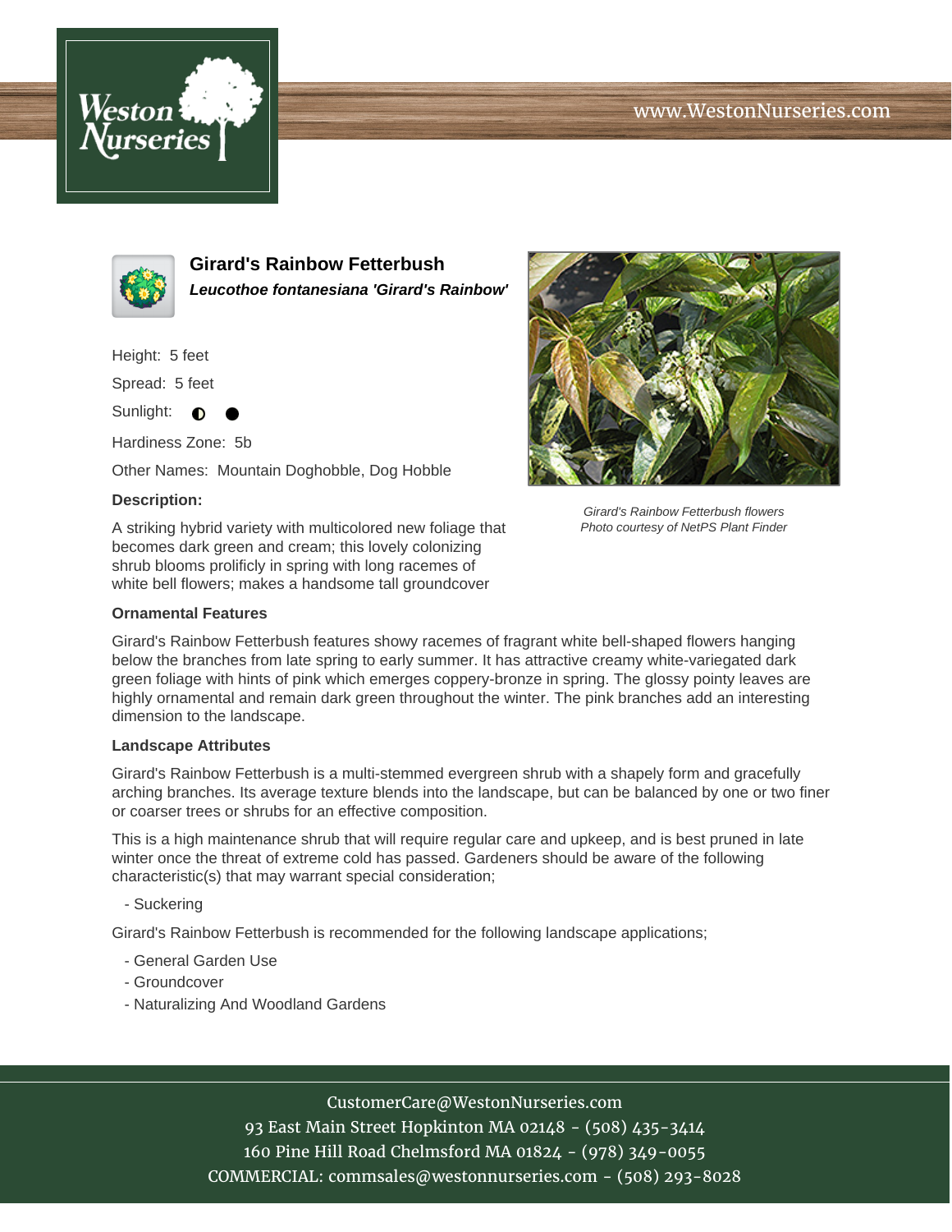www.WestonNurseries.com

# Girard's Rainbow Fetterbush

***Leucothoe fontanesiana 'Girard's Rainbow'***

Height: 5 feet

Spread: 5 feet

Sunlight: ◐ ●

Hardiness Zone: 5b

Other Names: Mountain Doghobble, Dog Hobble

**Description:**

A striking hybrid variety with multicolored new foliage that becomes dark green and cream; this lovely colonizing shrub blooms prolifically in spring with long racemes of white bell flowers; makes a handsome tall groundcover

*Girard's Rainbow Fetterbush flowers*
*Photo courtesy of NetPS Plant Finder*

**Ornamental Features**

Girard's Rainbow Fetterbush features showy racemes of fragrant white bell-shaped flowers hanging below the branches from late spring to early summer. It has attractive creamy white-variegated dark green foliage with hints of pink which emerges coppery-bronze in spring. The glossy pointy leaves are highly ornamental and remain dark green throughout the winter. The pink branches add an interesting dimension to the landscape.

**Landscape Attributes**

Girard's Rainbow Fetterbush is a multi-stemmed evergreen shrub with a shapely form and gracefully arching branches. Its average texture blends into the landscape, but can be balanced by one or two finer or coarser trees or shrubs for an effective composition.

This is a high maintenance shrub that will require regular care and upkeep, and is best pruned in late winter once the threat of extreme cold has passed. Gardeners should be aware of the following characteristic(s) that may warrant special consideration;

- Suckering

Girard's Rainbow Fetterbush is recommended for the following landscape applications;

- General Garden Use
- Groundcover
- Naturalizing And Woodland Gardens

CustomerCare@WestonNurseries.com
93 East Main Street Hopkinton MA 02148 - (508) 435-3414
160 Pine Hill Road Chelmsford MA 01824 - (978) 349-0055
COMMERCIAL: commsales@westonnurseries.com - (508) 293-8028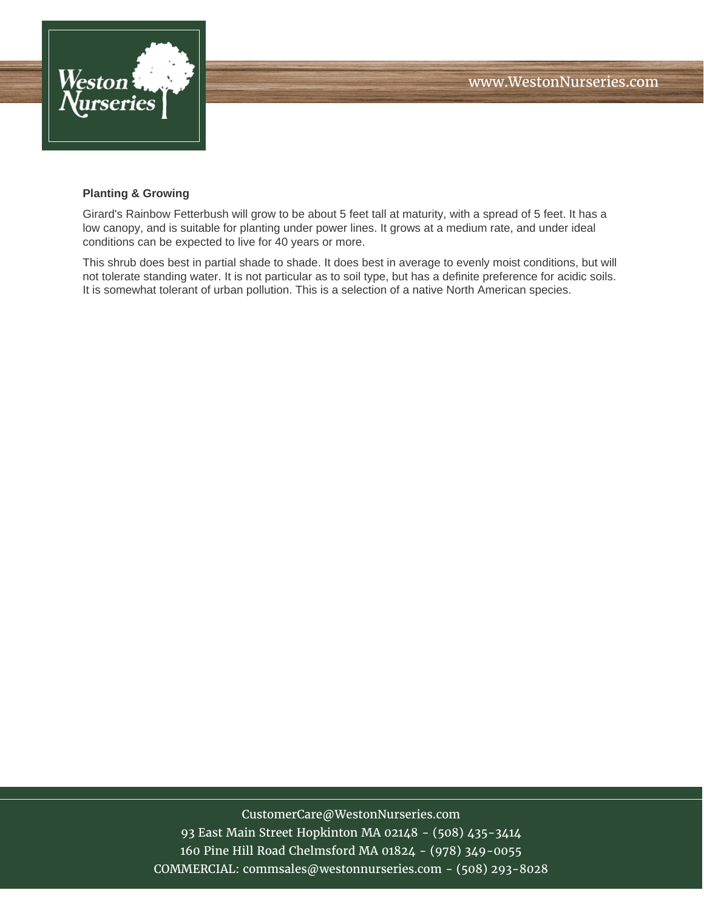### Planting & Growing

Girard's Rainbow Fetterbush will grow to be about 5 feet tall at maturity, with a spread of 5 feet. It has a low canopy, and is suitable for planting under power lines. It grows at a medium rate, and under ideal conditions can be expected to live for 40 years or more.

This shrub does best in partial shade to shade. It does best in average to evenly moist conditions, but will not tolerate standing water. It is not particular as to soil type, but has a definite preference for acidic soils. It is somewhat tolerant of urban pollution. This is a selection of a native North American species.